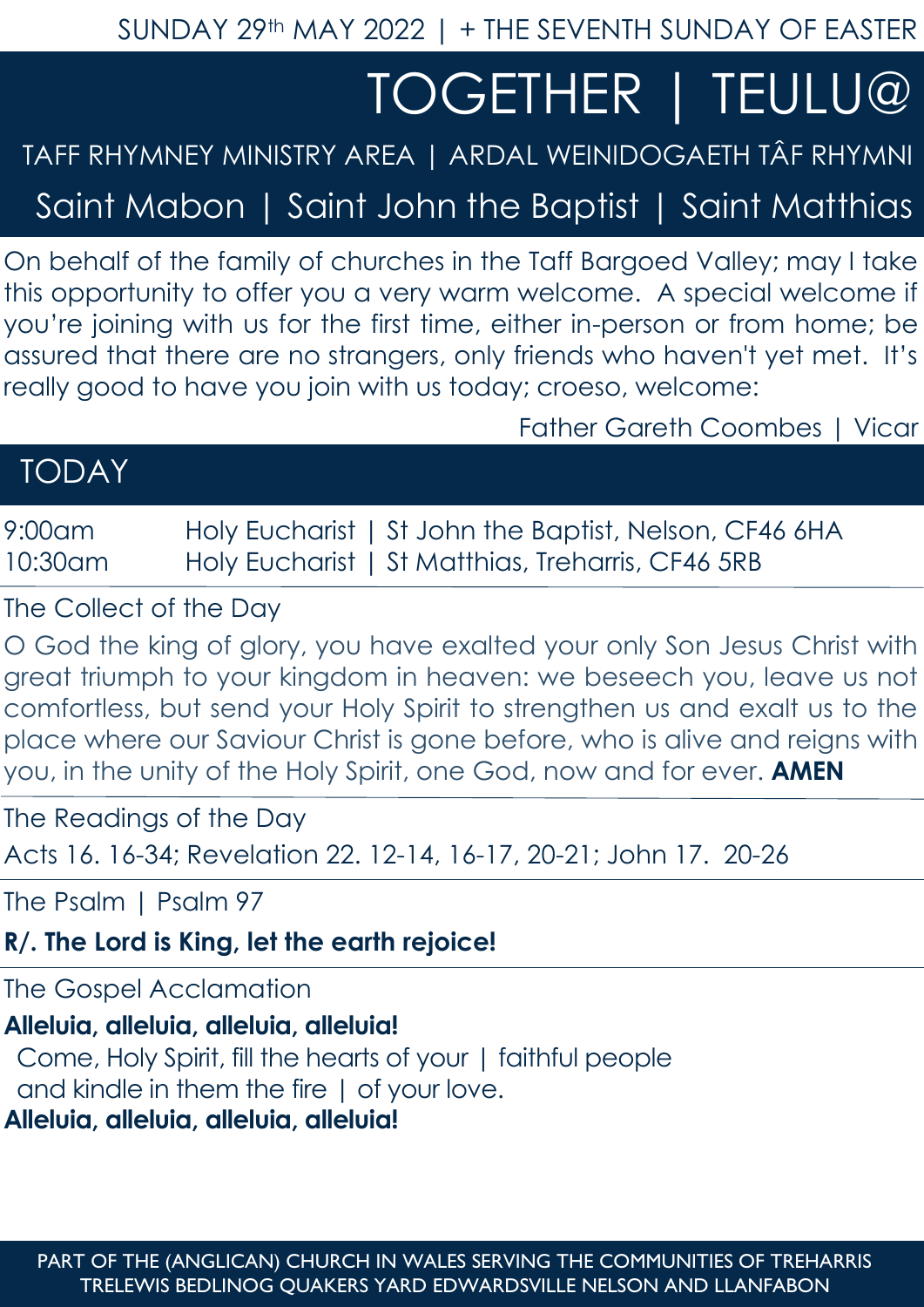SUNDAY 29th MAY 2022 | + THE SEVENTH SUNDAY OF EASTER

# TOGETHER | TEULU@

TAFF RHYMNEY MINISTRY AREA | ARDAL WEINIDOGAETH TÂF RHYMNI

## Saint Mabon | Saint John the Baptist | Saint Matthias

On behalf of the family of churches in the Taff Bargoed Valley; may I take this opportunity to offer you a very warm welcome. A special welcome if you're joining with us for the first time, either in-person or from home; be assured that there are no strangers, only friends who haven't yet met. It's really good to have you join with us today; croeso, welcome:

Father Gareth Coombes | Vicar

## TODAY

9:00am Holy Eucharist | St John the Baptist, Nelson, CF46 6HA
10:30am Holy Eucharist | St Matthias, Treharris, CF46 5RB

### The Collect of the Day

O God the king of glory, you have exalted your only Son Jesus Christ with great triumph to your kingdom in heaven: we beseech you, leave us not comfortless, but send your Holy Spirit to strengthen us and exalt us to the place where our Saviour Christ is gone before, who is alive and reigns with you, in the unity of the Holy Spirit, one God, now and for ever. **AMEN**

### The Readings of the Day

Acts 16. 16-34; Revelation 22. 12-14, 16-17, 20-21; John 17. 20-26

### The Psalm | Psalm 97

**R/. The Lord is King, let the earth rejoice!**

### The Gospel Acclamation

**Alleluia, alleluia, alleluia, alleluia!**
Come, Holy Spirit, fill the hearts of your | faithful people
and kindle in them the fire | of your love.
**Alleluia, alleluia, alleluia, alleluia!**

PART OF THE (ANGLICAN) CHURCH IN WALES SERVING THE COMMUNITIES OF TREHARRIS TRELEWIS BEDLINOG QUAKERS YARD EDWARDSVILLE NELSON AND LLANFABON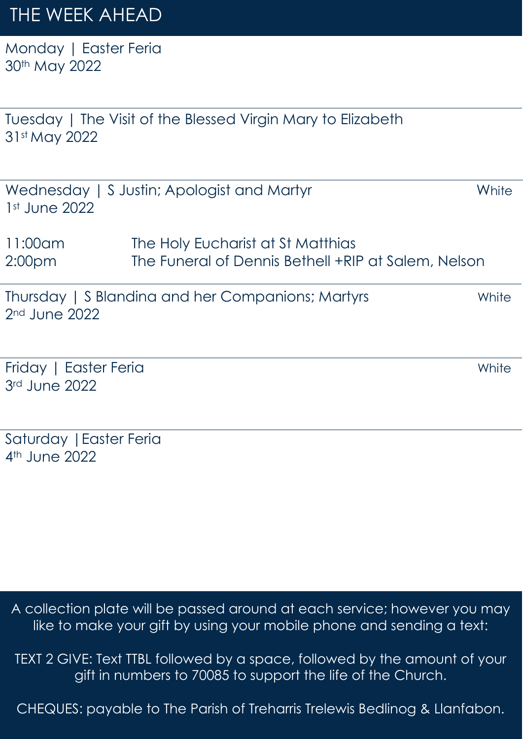# THE WEEK AHEAD

Monday | Easter Feria
30th May 2022

---

Tuesday | The Visit of the Blessed Virgin Mary to Elizabeth
31st May 2022

---

Wednesday | S Justin; Apologist and Martyr — White
1st June 2022

| | |
|---|---|
| 11:00am | The Holy Eucharist at St Matthias |
| 2:00pm | The Funeral of Dennis Bethell +RIP at Salem, Nelson |

---

Thursday | S Blandina and her Companions; Martyrs — White
2nd June 2022

---

Friday | Easter Feria — White
3rd June 2022

---

Saturday | Easter Feria
4th June 2022

---

A collection plate will be passed around at each service; however you may like to make your gift by using your mobile phone and sending a text:

TEXT 2 GIVE: Text TTBL followed by a space, followed by the amount of your gift in numbers to 70085 to support the life of the Church.

CHEQUES: payable to The Parish of Treharris Trelewis Bedlinog & Llanfabon.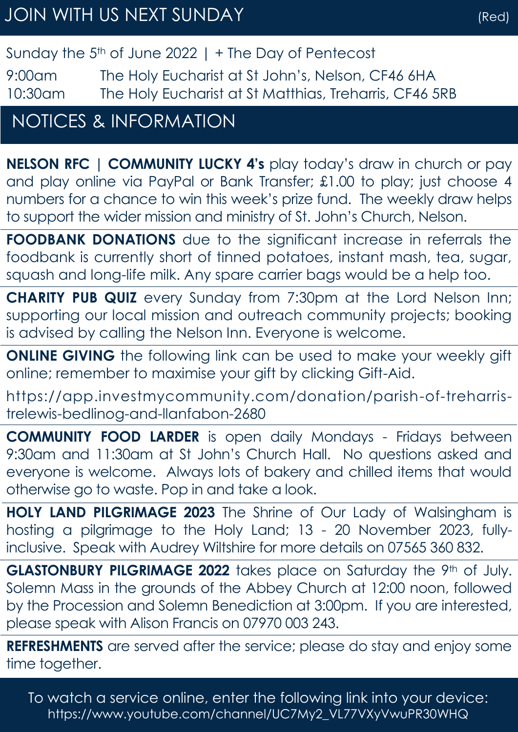## JOIN WITH US NEXT SUNDAY

(Red)

Sunday the 5th of June 2022 | + The Day of Pentecost

9:00am The Holy Eucharist at St John's, Nelson, CF46 6HA
10:30am The Holy Eucharist at St Matthias, Treharris, CF46 5RB

## NOTICES & INFORMATION

**NELSON RFC | COMMUNITY LUCKY 4's** play today's draw in church or pay and play online via PayPal or Bank Transfer; £1.00 to play; just choose 4 numbers for a chance to win this week's prize fund. The weekly draw helps to support the wider mission and ministry of St. John's Church, Nelson.

**FOODBANK DONATIONS** due to the significant increase in referrals the foodbank is currently short of tinned potatoes, instant mash, tea, sugar, squash and long-life milk. Any spare carrier bags would be a help too.

**CHARITY PUB QUIZ** every Sunday from 7:30pm at the Lord Nelson Inn; supporting our local mission and outreach community projects; booking is advised by calling the Nelson Inn. Everyone is welcome.

**ONLINE GIVING** the following link can be used to make your weekly gift online; remember to maximise your gift by clicking Gift-Aid.

https://app.investmycommunity.com/donation/parish-of-treharris-trelewis-bedlinog-and-llanfabon-2680

**COMMUNITY FOOD LARDER** is open daily Mondays - Fridays between 9:30am and 11:30am at St John's Church Hall. No questions asked and everyone is welcome. Always lots of bakery and chilled items that would otherwise go to waste. Pop in and take a look.

**HOLY LAND PILGRIMAGE 2023** The Shrine of Our Lady of Walsingham is hosting a pilgrimage to the Holy Land; 13 - 20 November 2023, fully-inclusive. Speak with Audrey Wiltshire for more details on 07565 360 832.

**GLASTONBURY PILGRIMAGE 2022** takes place on Saturday the 9th of July. Solemn Mass in the grounds of the Abbey Church at 12:00 noon, followed by the Procession and Solemn Benediction at 3:00pm. If you are interested, please speak with Alison Francis on 07970 003 243.

**REFRESHMENTS** are served after the service; please do stay and enjoy some time together.

To watch a service online, enter the following link into your device:
https://www.youtube.com/channel/UC7My2_VL77VXyVwuPR30WHQ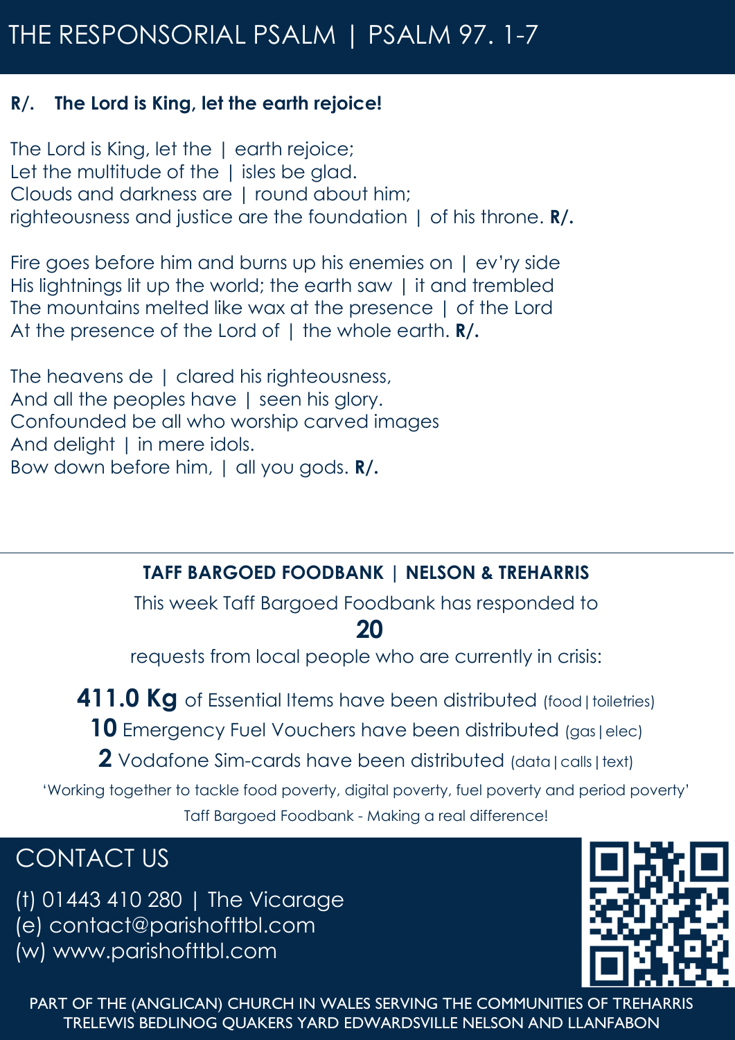# THE RESPONSORIAL PSALM | PSALM 97. 1-7

**R/. The Lord is King, let the earth rejoice!**

The Lord is King, let the | earth rejoice;
Let the multitude of the | isles be glad.
Clouds and darkness are | round about him;
righteousness and justice are the foundation | of his throne. **R/.**

Fire goes before him and burns up his enemies on | ev'ry side
His lightnings lit up the world; the earth saw | it and trembled
The mountains melted like wax at the presence | of the Lord
At the presence of the Lord of | the whole earth. **R/.**

The heavens de | clared his righteousness,
And all the peoples have | seen his glory.
Confounded be all who worship carved images
And delight | in mere idols.
Bow down before him, | all you gods. **R/.**

---

**TAFF BARGOED FOODBANK | NELSON & TREHARRIS**

This week Taff Bargoed Foodbank has responded to

**20**

requests from local people who are currently in crisis:

**411.0 Kg** of Essential Items have been distributed (food | toiletries)

**10** Emergency Fuel Vouchers have been distributed (gas | elec)

**2** Vodafone Sim-cards have been distributed (data | calls | text)

'Working together to tackle food poverty, digital poverty, fuel poverty and period poverty'

Taff Bargoed Foodbank - Making a real difference!

## CONTACT US

(t) 01443 410 280 | The Vicarage
(e) contact@parishofttbl.com
(w) www.parishofttbl.com

PART OF THE (ANGLICAN) CHURCH IN WALES SERVING THE COMMUNITIES OF TREHARRIS TRELEWIS BEDLINOG QUAKERS YARD EDWARDSVILLE NELSON AND LLANFABON